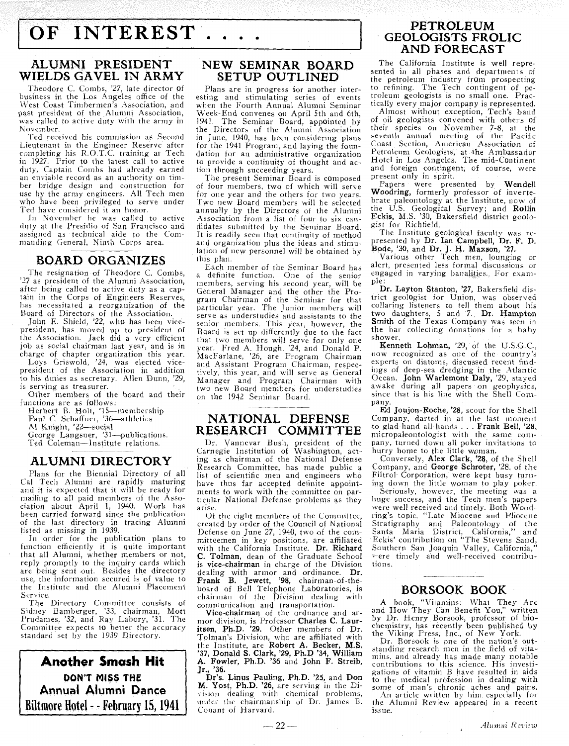# OF INTEREST . . . .

## ALUMNI PRESIDENT WIELDS GAVEL IN ARMY

Theodore C. Combs, '27, late director of business in the Los Angeles office of the West Coast Timbermen's Association, and past president of the Alumni Association, was called to active duty with the army in November.

Ted received his commission as Second Lieutenant in the Engineer Reserve after completing his R.O.T.C. training at Tech in 1927. Prior to the latest call to active duty, Captain Combs had already earned an enviable record as an authority on timber bridge design and construction for use by the army engineers. All Tech men who have been privileged to serve under Ted have considered it an honor.

In November he was called to active duty at the Presidio of San Francisco and assigned as technical aide to the Commanding General, Ninth Corps area.

## BOARD ORGANIZES

The resignation of Theodore C. Combs, '27 as president of the Alumni Association, after being called to active duty as a captain in the Corps of Engineers Reserves, has necessitated a reorganization of the Board of Directors of the Association.

John E. Shield, '22, who has been vice-president, has moved up to president of the Association. Jack did a very efficient job as social chairman last year, and is in charge of chapter organization this year.

Loys Griswold, '24, was elected vice-president of the Association in addition to his duties as secretary. Allen Dunn, '29, is serving as treasurer.

Other members of the board and their functions are as follows:

Herbert B. Holt, '15—membership
Paul C. Schaffner, '36—athletics
Al Knight, '22—social
George Langsner, '31—publications.
Ted Coleman—Institute relations.

## ALUMNI DIRECTORY

Plans for the Biennial Directory of all Cal Tech Alumni are rapidly maturing and it is expected that it will be ready for mailing to all paid members of the Association about April 1, 1940. Work has been carried forward since the publication of the last directory in tracing Alumni listed as missing in 1939.

In order for the publication plans to function efficiently it is quite important that all Alumni, whether members or not, reply promptly to the inquiry cards which are being sent out. Besides the directory use, the information secured is of value to the Institute and the Alumni Placement Service.

The Directory Committee consists of Sidney Bamberger, '33, chairman, Mott Prudames, '32, and Ray Labory, '31. The Committee expects to better the accuracy standard set by the 1939 Directory.

**Another Smash Hit**

**DON'T MISS THE**

**Annual Alumni Dance**

**Biltmore Hotel - - February 15, 1941**

## NEW SEMINAR BOARD SETUP OUTLINED

Plans are in progress for another interesting and stimulating series of events when the Fourth Annual Alumni Seminar Week-End convenes on April 5th and 6th, 1941. The Seminar Board, appointed by the Directors of the Alumni Association in June, 1940, has been considering plans for the 1941 Program, and laying the foundation for an administrative organization to provide a continuity of thought and action through succeeding years.

The present Seminar Board is composed of four members, two of which will serve for one year and the others for two years. Two new Board members will be selected annually by the Directors of the Alumni Association from a list of four to six candidates submitted by the Seminar Board. It is readily seen that continuity of method and organization plus the ideas and stimulation of new personnel will be obtained by this plan.

Each member of the Seminar Board has a definite function. One of the senior members, serving his second year, will be General Manager and the other the Program Chairman of the Seminar for that particular year. The Junior members will serve as understudies and assistants to the senior members. This year, however, the Board is set up differently due to the fact that two members will serve for only one year. Fred A. Hough, '24, and Donald P. MacFarlane, '26, are Program Chairman and Assistant Program Chairman, respectively, this year, and will serve as General Manager and Program Chairman with two new Board members for understudies on the 1942 Seminar Board.

## NATIONAL DEFENSE RESEARCH COMMITTEE

Dr. Vannevar Bush, president of the Carnegie Institution of Washington, acting as chairman of the National Defense Research Committee, has made public a list of scientific men and engineers who have thus far accepted definite appointments to work with the committee on particular National Defense problems as they arise.

Of the eight members of the Committee, created by order of the Council of National Defense on June 27, 1940, two of the committeemen in key positions, are affiliated with the California Institute. **Dr. Richard C. Tolman**, dean of the Graduate School is **vice-chairman** in charge of the Division dealing with armor and ordinance. **Dr. Frank B. Jewett, '98**, chairman-of-the-board of Bell Telephone Laboratories, is chairman of the Division dealing with communication and transportation.

**Vice-chairman** of the ordnance and armor division, is Professor **Charles C. Lauritsen, Ph.D. '29**. Other members of Dr. Tolman's Division, who are affiliated with the Institute, are **Robert A. Becker, M.S. '37, Donald S. Clark, '29, Ph.D '34, William A. Fowler, Ph.D. '36** and **John F. Streib, Jr., '36.**

**Dr's. Linus Pauling, Ph.D. '25,** and **Don M. Yost, Ph.D. '26,** are serving in the Division dealing with chemical problems, under the chairmanship of Dr. James B. Conant of Harvard.

## PETROLEUM GEOLOGISTS FROLIC AND FORECAST

The California Institute is well represented in all phases and departments of the petroleum industry from prospecting to refining. The Tech contingent of petroleum geologists is no small one. Practically every major company is represented.

Almost without exception, Tech's band of oil geologists convened with others of their species on November 7-8, at the seventh annual meeting of the Pacific Coast Section, American Association of Petroleum Geologists, at the Ambassador Hotel in Los Angeles. The mid-Continent and foreign contingent, of course, were present only in spirit.

Papers were presented by **Wendell Woodring,** formerly professor of invertebrate paleontology at the Institute, now of the U.S. Geological Survey; and **Rollin Eckis,** M.S. '30, Bakersfield district geologist for Richfield.

The Institute geological faculty was represented by **Dr. Ian Campbell, Dr. F. D. Bode,** '30, and **Dr. J. H. Maxson,** '27.

Various other Tech men, lounging or alert, presented less formal discussions or engaged in varying banalities. For example:

**Dr. Layton Stanton, '27,** Bakersfield district geologist for Union, was observed collaring listeners to tell them about his two daughters, 5 and 7. **Dr. Hampton Smith** of the Texas Company was seen in the bar collecting donations for a baby shower.

**Kenneth Lohman,** '29, of the U.S.G.C., now recognized as one of the country's experts on diatoms, discussed recent findings of deep-sea dredging in the Atlantic Ocean. **John Warlemont Daly,** '29, stayed awake during all papers on geophysics, since that is his line with the Shell Company.

**Ed Joujon-Roche, '28,** scout for the Shell Company, darted in at the last moment to glad-hand all hands . . . **Frank Bell, '28,** micropaleontologist with the same company, turned down all poker invitations to hurry home to the little woman.

Conversely, **Alex Clark, '28,** of the Shell Company, and **George Schroter,** '28, of the Filtrol Corporation, were kept busy turning down the little woman to play poker.

Seriously, however, the meeting was a huge success, and the Tech men's papers were well received and timely. Both Woodring's topic, "Late Miocene and Pliocene Stratigraphy and Paleontology of the Santa Maria District, California," and Eckis' contribution on "The Stevens Sand, Southern San Joaquin Valley, California," were timely and well-received contributions.

## BORSOOK BOOK

A book, "Vitamins: What They Are and How They Can Benefit You," written by Dr. Henry Borsook, professor of biochemistry, has recently been published by the Viking Press, Inc., of New York.

Dr. Borsook is one of the nation's outstanding research men in the field of vitamins, and already has made many notable contributions to this science. His investigations of vitamin B have resulted in aids to the medical profession in dealing with some of man's chronic aches and pains.

An article written by him especially for the Alumni Review appeared in a recent issue.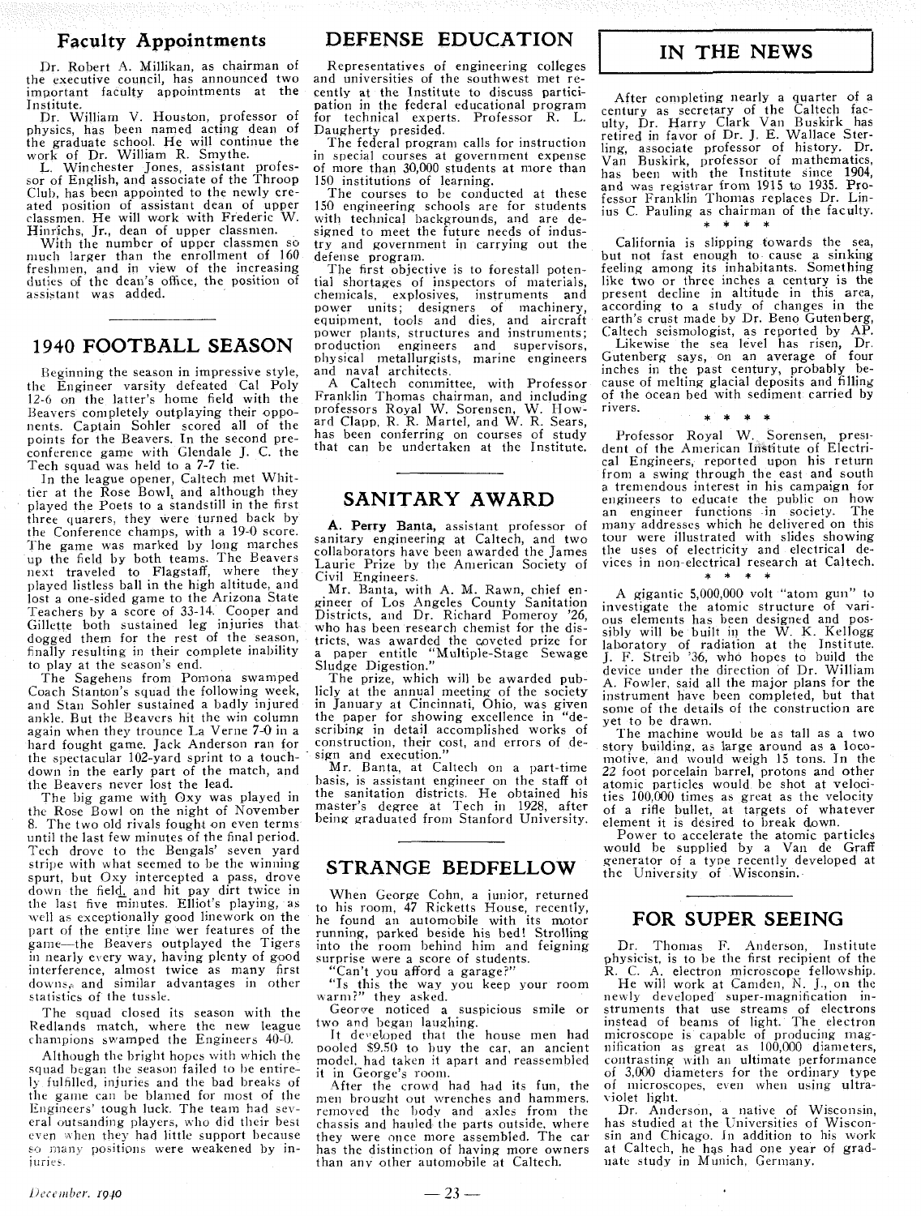## Faculty Appointments

Dr. Robert A. Millikan, as chairman of the executive council, has announced two important faculty appointments at the Institute.

Dr. William V. Houston, professor of physics, has been named acting dean of the graduate school. He will continue the work of Dr. William R. Smythe.

L. Winchester Jones, assistant professor of English, and associate of the Throop Club, has been appointed to the newly created position of assistant dean of upper classmen. He will work with Frederic W. Hinrichs, Jr., dean of upper classmen.

With the number of upper classmen so much larger than the enrollment of 160 freshmen, and in view of the increasing duties of the dean's office, the position of assistant was added.

## 1940 FOOTBALL SEASON

Beginning the season in impressive style, the Engineer varsity defeated Cal Poly 12-6 on the latter's home field with the Beavers completely outplaying their opponents. Captain Sohler scored all of the points for the Beavers. In the second preconference game with Glendale J. C. the Tech squad was held to a 7-7 tie.

In the league opener, Caltech met Whittier at the Rose Bowl, and although they played the Poets to a standstill in the first three quarers, they were turned back by the Conference champs, with a 19-0 score. The game was marked by long marches up the field by both teams. The Beavers next traveled to Flagstaff, where they played listless ball in the high altitude, and lost a one-sided game to the Arizona State Teachers by a score of 33-14. Cooper and Gillette both sustained leg injuries that dogged them for the rest of the season, finally resulting in their complete inability to play at the season's end.

The Sagehens from Pomona swamped Coach Stanton's squad the following week, and Stan Sohler sustained a badly injured ankle. But the Beavers hit the win column again when they trounce La Verne 7-0 in a hard fought game. Jack Anderson ran for the spectacular 102-yard sprint to a touchdown in the early part of the match, and the Beavers never lost the lead.

The big game with Oxy was played in the Rose Bowl on the night of November 8. The two old rivals fought on even terms until the last few minutes of the final period. Tech drove to the Bengals' seven yard stripe with what seemed to be the winning spurt, but Oxy intercepted a pass, drove down the field, and hit pay dirt twice in the last five minutes. Elliot's playing, as well as exceptionally good linework on the part of the entire line wer features of the game—the Beavers outplayed the Tigers in nearly every way, having plenty of good interference, almost twice as many first downs, and similar advantages in other statistics of the tussle.

The squad closed its season with the Redlands match, where the new league champions swamped the Engineers 40-0.

Although the bright hopes with which the squad began the season failed to be entirely fulfilled, injuries and the bad breaks of the game can be blamed for most of the Engineers' tough luck. The team had several outsanding players, who did their best even when they had little support because so many positions were weakened by injuries.

## DEFENSE EDUCATION

Representatives of engineering colleges and universities of the southwest met recently at the Institute to discuss participation in the federal educational program for technical experts. Professor R. L. Daugherty presided.

The federal program calls for instruction in special courses at government expense of more than 30,000 students at more than 150 institutions of learning.

The courses to be conducted at these 150 engineering schools are for students with technical backgrounds, and are designed to meet the future needs of industry and government in carrying out the defense program.

The first objective is to forestall potential shortages of inspectors of materials, chemicals, explosives, instruments and power units; designers of machinery, equipment, tools and dies, and aircraft power plants, structures and instruments; production engineers and supervisors, physical metallurgists, marine engineers and naval architects.

A Caltech committee, with Professor Franklin Thomas chairman, and including professors Royal W. Sorensen, W. Howard Clapp, R. R. Martel, and W. R. Sears, has been conferring on courses of study that can be undertaken at the Institute.

## SANITARY AWARD

**A. Perry Banta,** assistant professor of sanitary engineering at Caltech, and two collaborators have been awarded the James Laurie Prize by the American Society of Civil Engineers.

Mr. Banta, with A. M. Rawn, chief engineer of Los Angeles County Sanitation Districts, and Dr. Richard Pomeroy '26, who has been research chemist for the districts, was awarded the coveted prize for a paper entitle "Multiple-Stage Sewage Sludge Digestion."

The prize, which will be awarded publicly at the annual meeting of the society in January at Cincinnati, Ohio, was given the paper for showing excellence in "describing in detail accomplished works of construction, their cost, and errors of design and execution."

Mr. Banta, at Caltech on a part-time basis, is assistant engineer on the staff of the sanitation districts. He obtained his master's degree at Tech in 1928, after being graduated from Stanford University.

## STRANGE BEDFELLOW

When George Cohn, a junior, returned to his room, 47 Ricketts House, recently, he found an automobile with its motor running, parked beside his bed! Strolling into the room behind him and feigning surprise were a score of students.

"Can't you afford a garage?"

"Is this the way you keep your room warm?" they asked.

George noticed a suspicious smile or two and began laughing.

It developed that the house men had pooled $9.50 to buy the car, an ancient model, had taken it apart and reassembled it in George's room.

After the crowd had had its fun, the men brought out wrenches and hammers, removed the body and axles from the chassis and hauled the parts outside, where they were once more assembled. The car has the distinction of having more owners than any other automobile at Caltech.

## IN THE NEWS

After completing nearly a quarter of a century as secretary of the Caltech faculty, Dr. Harry Clark Van Buskirk has retired in favor of Dr. J. E. Wallace Sterling, associate professor of history. Dr. Van Buskirk, professor of mathematics, has been with the Institute since 1904, and was registrar from 1915 to 1935. Professor Franklin Thomas replaces Dr. Linius C. Pauling as chairman of the faculty.

\* \* \* \*

California is slipping towards the sea, but not fast enough to cause a sinking feeling among its inhabitants. Something like two or three inches a century is the present decline in altitude in this area, according to a study of changes in the earth's crust made by Dr. Beno Gutenberg, Caltech seismologist, as reported by AP.

Likewise the sea level has risen, Dr. Gutenberg says, on an average of four inches in the past century, probably because of melting glacial deposits and filling of the ocean bed with sediment carried by rivers.

\* \* \* \*

Professor Royal W. Sorensen, president of the American Institute of Electrical Engineers, reported upon his return from a swing through the east and south a tremendous interest in his campaign for engineers to educate the public on how an engineer functions in society. The many addresses which he delivered on this tour were illustrated with slides showing the uses of electricity and electrical devices in non-electrical research at Caltech.

\* \* \* \*

A gigantic 5,000,000 volt "atom gun" to investigate the atomic structure of various elements has been designed and possibly will be built in the W. K. Kellogg laboratory of radiation at the Institute. J. F. Streib '36, who hopes to build the device under the direction of Dr. William A. Fowler, said all the major plans for the instrument have been completed, but that some of the details of the construction are yet to be drawn.

The machine would be as tall as a two story building, as large around as a locomotive, and would weigh 15 tons. In the 22 foot porcelain barrel, protons and other atomic particles would be shot at velocities 100,000 times as great as the velocity of a rifle bullet, at targets of whatever element it is desired to break down.

Power to accelerate the atomic particles would be supplied by a Van de Graff generator of a type recently developed at the University of Wisconsin.

## FOR SUPER SEEING

Dr. Thomas F. Anderson, Institute physicist, is to be the first recipient of the R. C. A. electron microscope fellowship.

He will work at Camden, N. J., on the newly developed super-magnification instruments that use streams of electrons instead of beams of light. The electron microscope is capable of producing magnification as great as 100,000 diameters, contrasting with an ultimate performance of 3,000 diameters for the ordinary type of microscopes, even when using ultraviolet light.

Dr. Anderson, a native of Wisconsin, has studied at the Universities of Wisconsin and Chicago. In addition to his work at Caltech, he has had one year of graduate study in Munich, Germany.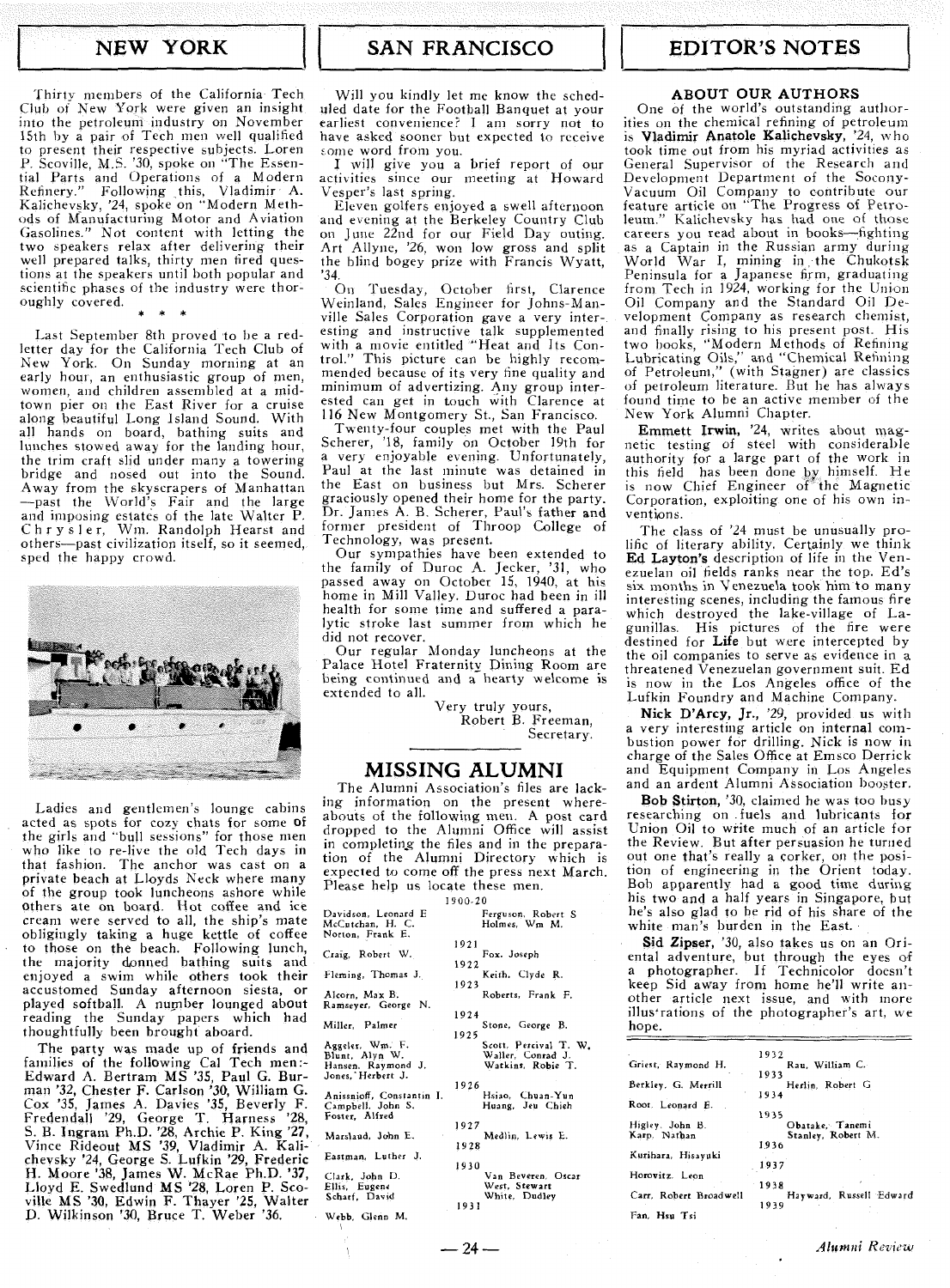## NEW YORK

Thirty members of the California Tech Club of New York were given an insight into the petroleum industry on November 15th by a pair of Tech men well qualified to present their respective subjects. Loren P. Scoville, M.S. '30, spoke on "The Essential Parts and Operations of a Modern Refinery." Following this, Vladimir A. Kalichevsky, '24, spoke on "Modern Methods of Manufacturing Motor and Aviation Gasolines." Not content with letting the two speakers relax after delivering their well prepared talks, thirty men fired questions at the speakers until both popular and scientific phases of the industry were thoroughly covered.

\* \* \*

Last September 8th proved to be a red-letter day for the California Tech Club of New York. On Sunday morning at an early hour, an enthusiastic group of men, women, and children assembled at a midtown pier on the East River for a cruise along beautiful Long Island Sound. With all hands on board, bathing suits and lunches stowed away for the landing hour, the trim craft slid under many a towering bridge and nosed out into the Sound. Away from the skyscrapers of Manhattan —past the World's Fair and the large and imposing estates of the late Walter P. Chrysler, Wm. Randolph Hearst and others—past civilization itself, so it seemed, sped the happy crowd.

Ladies and gentlemen's lounge cabins acted as spots for cozy chats for some of the girls and "bull sessions" for those men who like to re-live the old Tech days in that fashion. The anchor was cast on a private beach at Lloyds Neck where many of the group took luncheons ashore while others ate on board. Hot coffee and ice cream were served to all, the ship's mate obligingly taking a huge kettle of coffee to those on the beach. Following lunch, the majority donned bathing suits and enjoyed a swim while others took their accustomed Sunday afternoon siesta, or played softball. A number lounged about reading the Sunday papers which had thoughtfully been brought aboard.

The party was made up of friends and families of the following Cal Tech men:- Edward A. Bertram MS '35, Paul G. Burman '32, Chester F. Carlson '30, William G. Cox '35, James A. Davies '35, Beverly F. Fredendall '29, George T. Harness '28, S. B. Ingram Ph.D. '28, Archie P. King '27, Vince Rideout MS '39, Vladimir A. Kalichevsky '24, George S. Lufkin '29, Frederic H. Moore '38, James W. McRae Ph.D. '37, Lloyd E. Swedlund MS '28, Loren P. Scoville MS '30, Edwin F. Thayer '25, Walter D. Wilkinson '30, Bruce T. Weber '36.

## SAN FRANCISCO

Will you kindly let me know the scheduled date for the Football Banquet at your earliest convenience? I am sorry not to have asked sooner but expected to receive some word from you.

I will give you a brief report of our activities since our meeting at Howard Vesper's last spring.

Eleven golfers enjoyed a swell afternoon and evening at the Berkeley Country Club on June 22nd for our Field Day outing. Art Allyne, '26, won low gross and split the blind bogey prize with Francis Wyatt, '34.

On Tuesday, October first, Clarence Weinland, Sales Engineer for Johns-Manville Sales Corporation gave a very interesting and instructive talk supplemented with a movie entitled "Heat and Its Control." This picture can be highly recommended because of its very fine quality and minimum of advertizing. Any group interested can get in touch with Clarence at 116 New Montgomery St., San Francisco.

Twenty-four couples met with the Paul Scherer, '18, family on October 19th for a very enjoyable evening. Unfortunately, Paul at the last minute was detained in the East on business but Mrs. Scherer graciously opened their home for the party. Dr. James A. B. Scherer, Paul's father and former president of Throop College of Technology, was present.

Our sympathies have been extended to the family of Duroc A. Jecker, '31, who passed away on October 15, 1940, at his home in Mill Valley. Duroc had been in ill health for some time and suffered a paralytic stroke last summer from which he did not recover.

Our regular Monday luncheons at the Palace Hotel Fraternity Dining Room are being continued and a hearty welcome is extended to all.

Very truly yours,
Robert B. Freeman,
Secretary.

## MISSING ALUMNI

The Alumni Association's files are lacking information on the present whereabouts of the following men. A post card dropped to the Alumni Office will assist in completing the files and in the preparation of the Alumni Directory which is expected to come off the press next March. Please help us locate these men.

**1900-20**
Davidson, Leonard E
McCutchan, H. C.
Norton, Frank E.
Ferguson, Robert S
Holmes, Wm M.

**1921**
Craig, Robert W.
Fox, Joseph

**1922**
Fleming, Thomas J.
Keith, Clyde R.

**1923**
Alcorn, Max B.
Ramseyer, George N.
Roberts, Frank F.

**1924**
Miller, Palmer
Stone, George B.

**1925**
Aggeler, Wm. F.
Blunt, Alyn W.
Hansen, Raymond J.
Jones, Herbert J.
Scott, Percival T. W.
Waller, Conrad J.
Watkins, Robie T.

**1926**
Anissnioff, Constantin I.
Campbell, John S.
Foster, Alfred
Hsiao, Chuan-Yun
Huang, Jeu Chieh

**1927**
Marslaud, John E.
Medlin, Lewis E.

**1928**
Eastman, Luther J.

**1930**
Clark, John D.
Ellis, Eugene
Scharf, David
Van Beveren, Oscar
West, Stewart
White, Dudley

**1931**
Webb, Glenn M.
Griest, Raymond H.

**1932**
Rau, William C.
Berkley, G. Merrill

**1933**
Herlin, Robert G
Root, Leonard E.

**1934**
Higley, John B.
Karp, Nathan

**1935**
Obatake, Tanemi
Stanley, Robert M.
Kurihara, Hisayuki

**1936**
Horovitz, Leon

**1937**
Carr, Robert Broadwell

**1938**
Hayward, Russell Edward
Fan, Hsu Tsi

**1939**

## EDITOR'S NOTES

### ABOUT OUR AUTHORS

One of the world's outstanding authorities on the chemical refining of petroleum is **Vladimir Anatole Kalichevsky**, '24, who took time out from his myriad activities as General Supervisor of the Research and Development Department of the Socony-Vacuum Oil Company to contribute our feature article on "The Progress of Petroleum." Kalichevsky has had one of those careers you read about in books—fighting as a Captain in the Russian army during World War I, mining in the Chukotsk Peninsula for a Japanese firm, graduating from Tech in 1924, working for the Union Oil Company and the Standard Oil Development Company as research chemist, and finally rising to his present post. His two books, "Modern Methods of Refining Lubricating Oils," and "Chemical Refining of Petroleum," (with Stagner) are classics of petroleum literature. But he has always found time to be an active member of the New York Alumni Chapter.

**Emmett Irwin**, '24, writes about magnetic testing of steel with considerable authority for a large part of the work in this field has been done by himself. He is now Chief Engineer of the Magnetic Corporation, exploiting one of his own inventions.

The class of '24 must be unusually prolific of literary ability. Certainly we think **Ed Layton's** description of life in the Venezuelan oil fields ranks near the top. Ed's six months in Venezuela took him to many interesting scenes, including the famous fire which destroyed the lake-village of Lagunillas. His pictures of the fire were destined for **Life** but were intercepted by the oil companies to serve as evidence in a threatened Venezuelan government suit. Ed is now in the Los Angeles office of the Lufkin Foundry and Machine Company.

**Nick D'Arcy, Jr.**, '29, provided us with a very interesting article on internal combustion power for drilling. Nick is now in charge of the Sales Office at Emsco Derrick and Equipment Company in Los Angeles and an ardent Alumni Association booster.

**Bob Stirton**, '30, claimed he was too busy researching on fuels and lubricants for Union Oil to write much of an article for the Review. But after persuasion he turned out one that's really a corker, on the position of engineering in the Orient today. Bob apparently had a good time during his two and a half years in Singapore, but he's also glad to be rid of his share of the white man's burden in the East.

**Sid Zipser**, '30, also takes us on an Oriental adventure, but through the eyes of a photographer. If Technicolor doesn't keep Sid away from home he'll write another article next issue, and with more illustrations of the photographer's art, we hope.